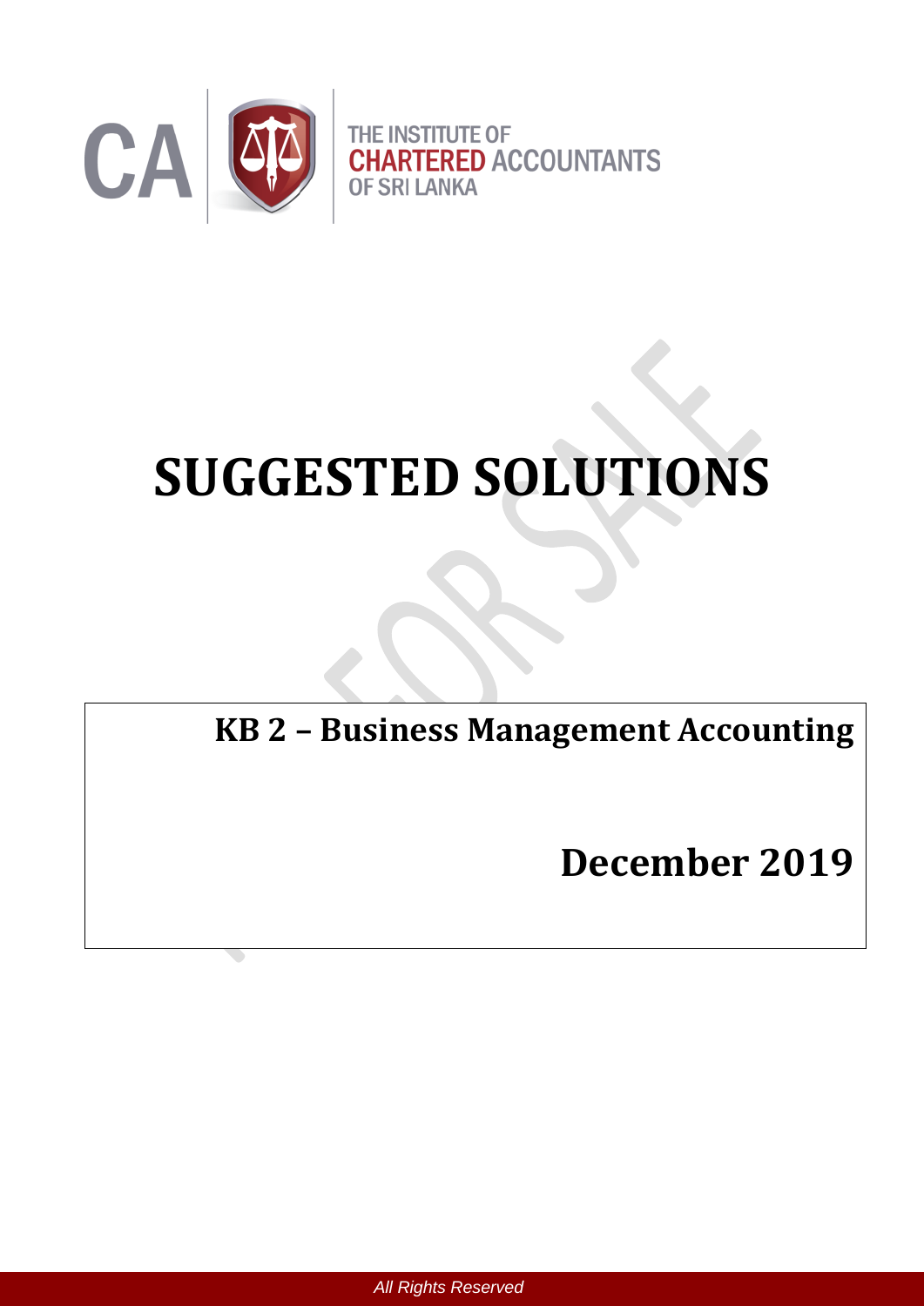THE INSTITUTE OF
CHARTERED ACCOUNTANTS
OF SRI LANKA

# SUGGESTED SOLUTIONS

**KB 2 – Business Management Accounting**

**December 2019**

*All Rights Reserved*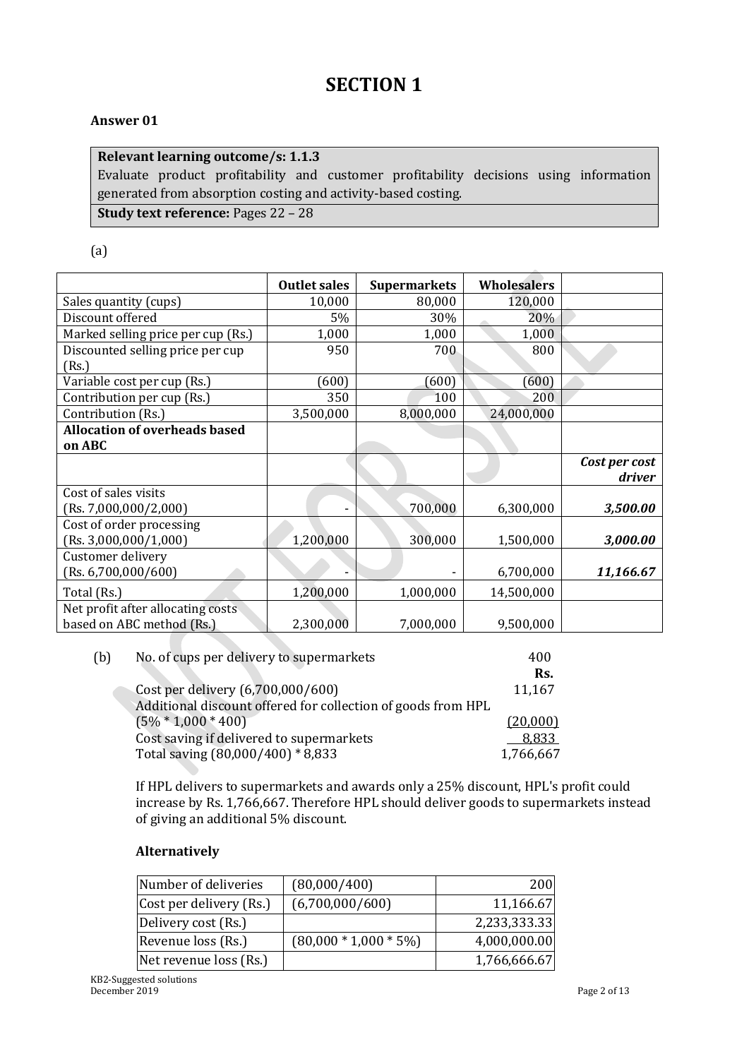# SECTION 1

## Answer 01

| **Relevant learning outcome/s: 1.1.3** |
|---|
| Evaluate product profitability and customer profitability decisions using information generated from absorption costing and activity-based costing. |
| **Study text reference:** Pages 22 – 28 |

(a)

| | **Outlet sales** | **Supermarkets** | **Wholesalers** | |
|---|---|---|---|---|
| Sales quantity (cups) | 10,000 | 80,000 | 120,000 | |
| Discount offered | 5% | 30% | 20% | |
| Marked selling price per cup (Rs.) | 1,000 | 1,000 | 1,000 | |
| Discounted selling price per cup (Rs.) | 950 | 700 | 800 | |
| Variable cost per cup (Rs.) | (600) | (600) | (600) | |
| Contribution per cup (Rs.) | 350 | 100 | 200 | |
| Contribution (Rs.) | 3,500,000 | 8,000,000 | 24,000,000 | |
| **Allocation of overheads based on ABC** | | | | |
| | | | | ***Cost per cost driver*** |
| Cost of sales visits (Rs. 7,000,000/2,000) | - | 700,000 | 6,300,000 | ***3,500.00*** |
| Cost of order processing (Rs. 3,000,000/1,000) | 1,200,000 | 300,000 | 1,500,000 | ***3,000.00*** |
| Customer delivery (Rs. 6,700,000/600) | - | - | 6,700,000 | ***11,166.67*** |
| Total (Rs.) | 1,200,000 | 1,000,000 | 14,500,000 | |
| Net profit after allocating costs based on ABC method (Rs.) | 2,300,000 | 7,000,000 | 9,500,000 | |

(b)

| | |
|---|---|
| No. of cups per delivery to supermarkets | 400 |
| | **Rs.** |
| Cost per delivery (6,700,000/600) | 11,167 |
| Additional discount offered for collection of goods from HPL (5% * 1,000 * 400) | (20,000) |
| Cost saving if delivered to supermarkets | 8,833 |
| Total saving (80,000/400) * 8,833 | 1,766,667 |

If HPL delivers to supermarkets and awards only a 25% discount, HPL's profit could increase by Rs. 1,766,667. Therefore HPL should deliver goods to supermarkets instead of giving an additional 5% discount.

**Alternatively**

| Number of deliveries | (80,000/400) | 200 |
|---|---|---|
| Cost per delivery (Rs.) | (6,700,000/600) | 11,166.67 |
| Delivery cost (Rs.) | | 2,233,333.33 |
| Revenue loss (Rs.) | (80,000 * 1,000 * 5%) | 4,000,000.00 |
| Net revenue loss (Rs.) | | 1,766,666.67 |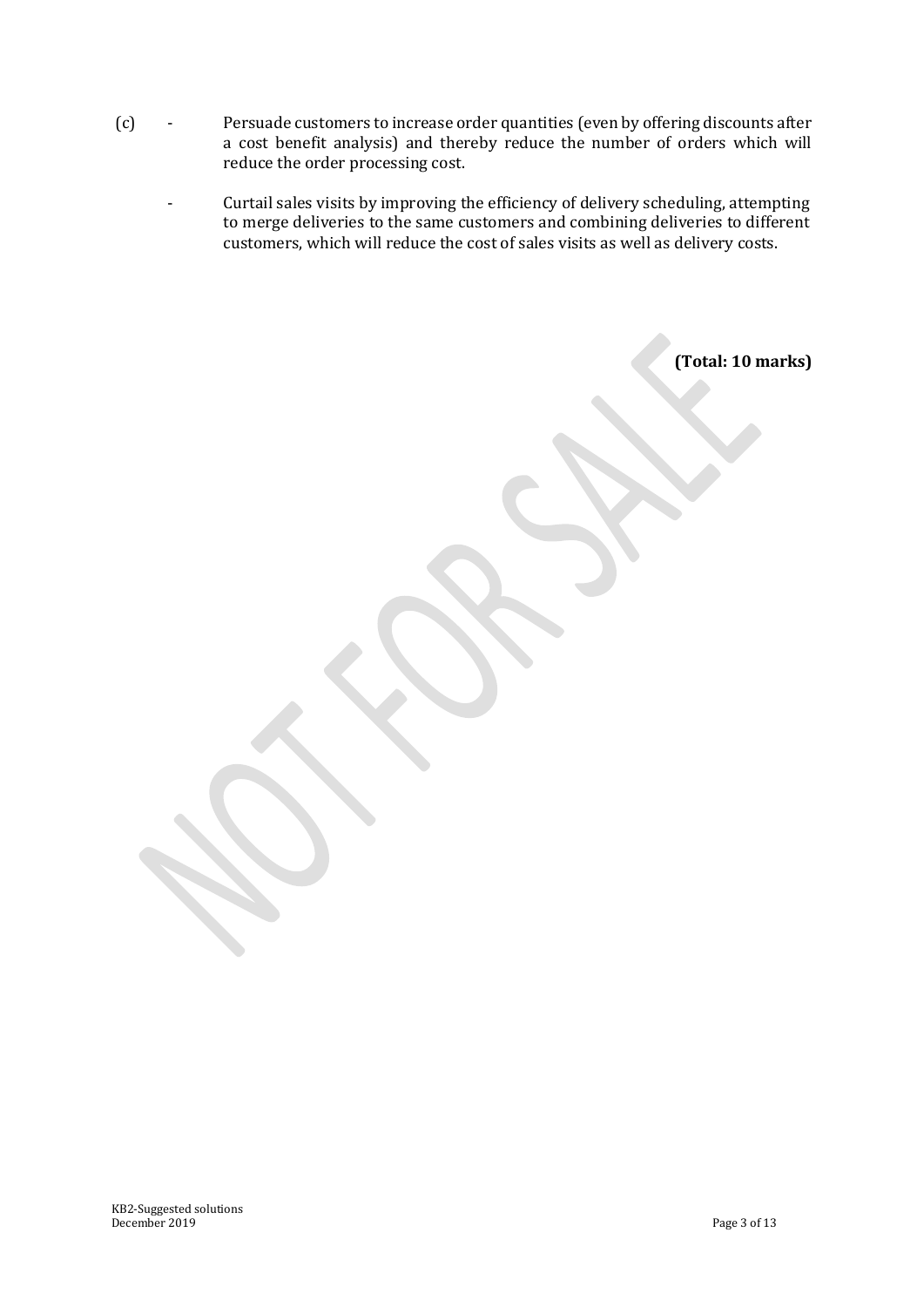(c)

- Persuade customers to increase order quantities (even by offering discounts after a cost benefit analysis) and thereby reduce the number of orders which will reduce the order processing cost.

- Curtail sales visits by improving the efficiency of delivery scheduling, attempting to merge deliveries to the same customers and combining deliveries to different customers, which will reduce the cost of sales visits as well as delivery costs.

**(Total: 10 marks)**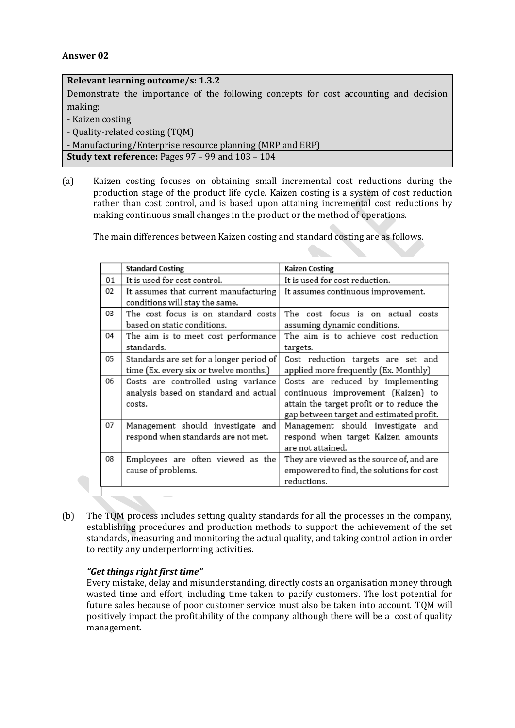**Answer 02**

| **Relevant learning outcome/s: 1.3.2** |
|---|
| Demonstrate the importance of the following concepts for cost accounting and decision making:<br>- Kaizen costing<br>- Quality-related costing (TQM)<br>- Manufacturing/Enterprise resource planning (MRP and ERP) |
| **Study text reference:** Pages 97 – 99 and 103 – 104 |

(a) Kaizen costing focuses on obtaining small incremental cost reductions during the production stage of the product life cycle. Kaizen costing is a system of cost reduction rather than cost control, and is based upon attaining incremental cost reductions by making continuous small changes in the product or the method of operations.

The main differences between Kaizen costing and standard costing are as follows.

| | **Standard Costing** | **Kaizen Costing** |
|---|---|---|
| 01 | It is used for cost control. | It is used for cost reduction. |
| 02 | It assumes that current manufacturing conditions will stay the same. | It assumes continuous improvement. |
| 03 | The cost focus is on standard costs based on static conditions. | The cost focus is on actual costs assuming dynamic conditions. |
| 04 | The aim is to meet cost performance standards. | The aim is to achieve cost reduction targets. |
| 05 | Standards are set for a longer period of time (Ex. every six or twelve months.) | Cost reduction targets are set and applied more frequently (Ex. Monthly) |
| 06 | Costs are controlled using variance analysis based on standard and actual costs. | Costs are reduced by implementing continuous improvement (Kaizen) to attain the target profit or to reduce the gap between target and estimated profit. |
| 07 | Management should investigate and respond when standards are not met. | Management should investigate and respond when target Kaizen amounts are not attained. |
| 08 | Employees are often viewed as the cause of problems. | They are viewed as the source of, and are empowered to find, the solutions for cost reductions. |

(b) The TQM process includes setting quality standards for all the processes in the company, establishing procedures and production methods to support the achievement of the set standards, measuring and monitoring the actual quality, and taking control action in order to rectify any underperforming activities.

***"Get things right first time"***

Every mistake, delay and misunderstanding, directly costs an organisation money through wasted time and effort, including time taken to pacify customers. The lost potential for future sales because of poor customer service must also be taken into account. TQM will positively impact the profitability of the company although there will be a cost of quality management.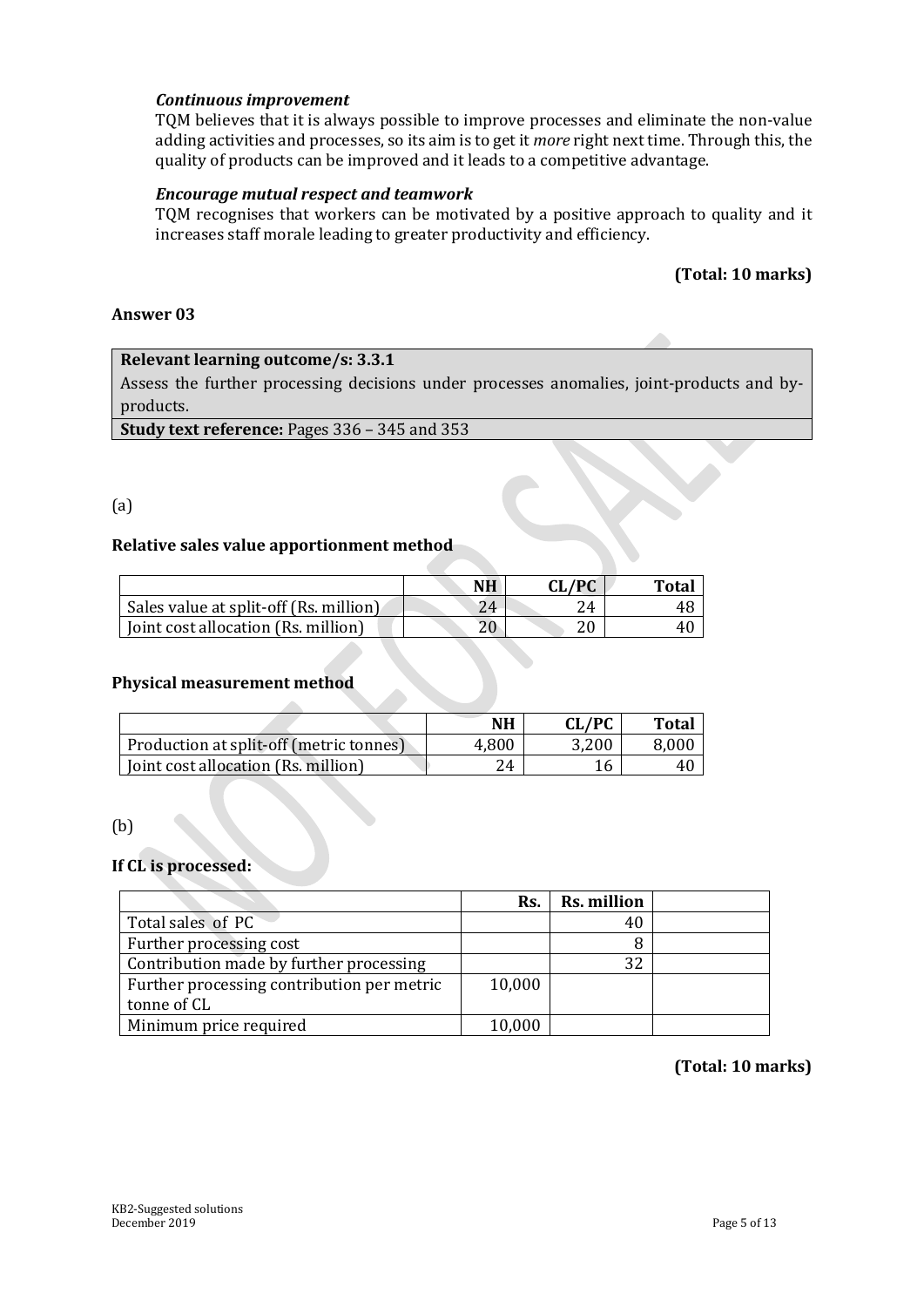***Continuous improvement***

TQM believes that it is always possible to improve processes and eliminate the non-value adding activities and processes, so its aim is to get it *more* right next time. Through this, the quality of products can be improved and it leads to a competitive advantage.

***Encourage mutual respect and teamwork***

TQM recognises that workers can be motivated by a positive approach to quality and it increases staff morale leading to greater productivity and efficiency.

**(Total: 10 marks)**

**Answer 03**

| **Relevant learning outcome/s: 3.3.1** |
|---|
| Assess the further processing decisions under processes anomalies, joint-products and by-products. |
| **Study text reference:** Pages 336 – 345 and 353 |

(a)

**Relative sales value apportionment method**

| | NH | CL/PC | Total |
|---|---|---|---|
| Sales value at split-off (Rs. million) | 24 | 24 | 48 |
| Joint cost allocation (Rs. million) | 20 | 20 | 40 |

**Physical measurement method**

| | NH | CL/PC | Total |
|---|---|---|---|
| Production at split-off (metric tonnes) | 4,800 | 3,200 | 8,000 |
| Joint cost allocation (Rs. million) | 24 | 16 | 40 |

(b)

**If CL is processed:**

| | Rs. | Rs. million | |
|---|---|---|---|
| Total sales of PC | | 40 | |
| Further processing cost | | 8 | |
| Contribution made by further processing | | 32 | |
| Further processing contribution per metric tonne of CL | 10,000 | | |
| Minimum price required | 10,000 | | |

**(Total: 10 marks)**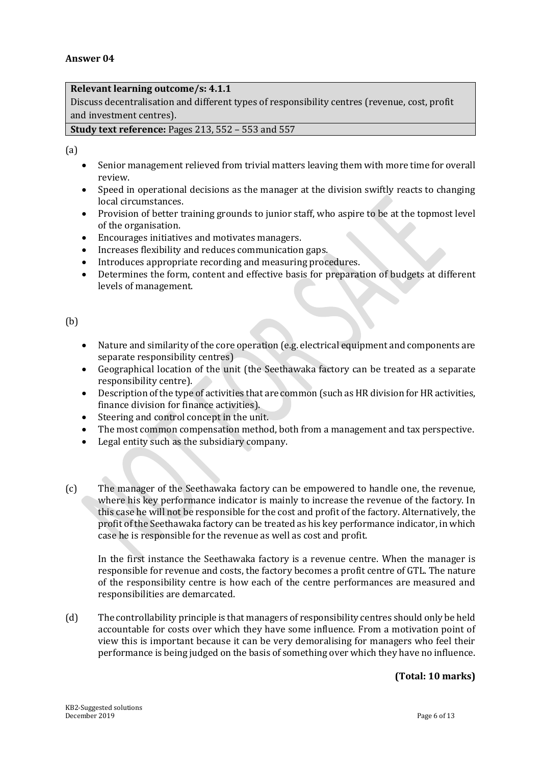**Answer 04**

| **Relevant learning outcome/s: 4.1.1** |
|---|
| Discuss decentralisation and different types of responsibility centres (revenue, cost, profit and investment centres). |
| **Study text reference:** Pages 213, 552 – 553 and 557 |

(a)

- Senior management relieved from trivial matters leaving them with more time for overall review.
- Speed in operational decisions as the manager at the division swiftly reacts to changing local circumstances.
- Provision of better training grounds to junior staff, who aspire to be at the topmost level of the organisation.
- Encourages initiatives and motivates managers.
- Increases flexibility and reduces communication gaps.
- Introduces appropriate recording and measuring procedures.
- Determines the form, content and effective basis for preparation of budgets at different levels of management.

(b)

- Nature and similarity of the core operation (e.g. electrical equipment and components are separate responsibility centres)
- Geographical location of the unit (the Seethawaka factory can be treated as a separate responsibility centre).
- Description of the type of activities that are common (such as HR division for HR activities, finance division for finance activities).
- Steering and control concept in the unit.
- The most common compensation method, both from a management and tax perspective.
- Legal entity such as the subsidiary company.

(c) The manager of the Seethawaka factory can be empowered to handle one, the revenue, where his key performance indicator is mainly to increase the revenue of the factory. In this case he will not be responsible for the cost and profit of the factory. Alternatively, the profit of the Seethawaka factory can be treated as his key performance indicator, in which case he is responsible for the revenue as well as cost and profit.

In the first instance the Seethawaka factory is a revenue centre. When the manager is responsible for revenue and costs, the factory becomes a profit centre of GTL. The nature of the responsibility centre is how each of the centre performances are measured and responsibilities are demarcated.

(d) The controllability principle is that managers of responsibility centres should only be held accountable for costs over which they have some influence. From a motivation point of view this is important because it can be very demoralising for managers who feel their performance is being judged on the basis of something over which they have no influence.

**(Total: 10 marks)**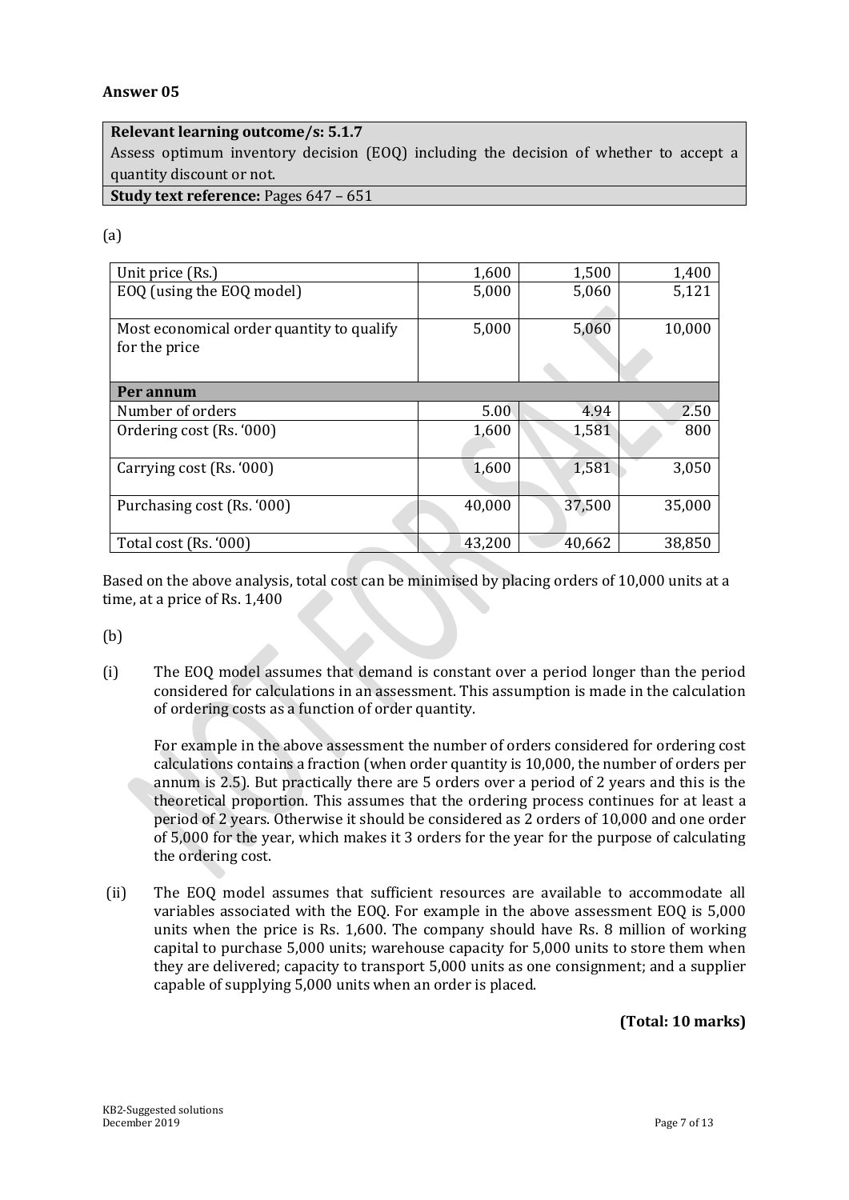**Answer 05**

| **Relevant learning outcome/s: 5.1.7** |
|---|
| Assess optimum inventory decision (EOQ) including the decision of whether to accept a quantity discount or not. |
| **Study text reference:** Pages 647 – 651 |

(a)

| Unit price (Rs.) | 1,600 | 1,500 | 1,400 |
|---|---|---|---|
| EOQ (using the EOQ model) | 5,000 | 5,060 | 5,121 |
| Most economical order quantity to qualify for the price | 5,000 | 5,060 | 10,000 |
| **Per annum** | | | |
| Number of orders | 5.00 | 4.94 | 2.50 |
| Ordering cost (Rs. '000) | 1,600 | 1,581 | 800 |
| Carrying cost (Rs. '000) | 1,600 | 1,581 | 3,050 |
| Purchasing cost (Rs. '000) | 40,000 | 37,500 | 35,000 |
| Total cost (Rs. '000) | 43,200 | 40,662 | 38,850 |

Based on the above analysis, total cost can be minimised by placing orders of 10,000 units at a time, at a price of Rs. 1,400

(b)

(i) The EOQ model assumes that demand is constant over a period longer than the period considered for calculations in an assessment. This assumption is made in the calculation of ordering costs as a function of order quantity.

For example in the above assessment the number of orders considered for ordering cost calculations contains a fraction (when order quantity is 10,000, the number of orders per annum is 2.5). But practically there are 5 orders over a period of 2 years and this is the theoretical proportion. This assumes that the ordering process continues for at least a period of 2 years. Otherwise it should be considered as 2 orders of 10,000 and one order of 5,000 for the year, which makes it 3 orders for the year for the purpose of calculating the ordering cost.

(ii) The EOQ model assumes that sufficient resources are available to accommodate all variables associated with the EOQ. For example in the above assessment EOQ is 5,000 units when the price is Rs. 1,600. The company should have Rs. 8 million of working capital to purchase 5,000 units; warehouse capacity for 5,000 units to store them when they are delivered; capacity to transport 5,000 units as one consignment; and a supplier capable of supplying 5,000 units when an order is placed.

**(Total: 10 marks)**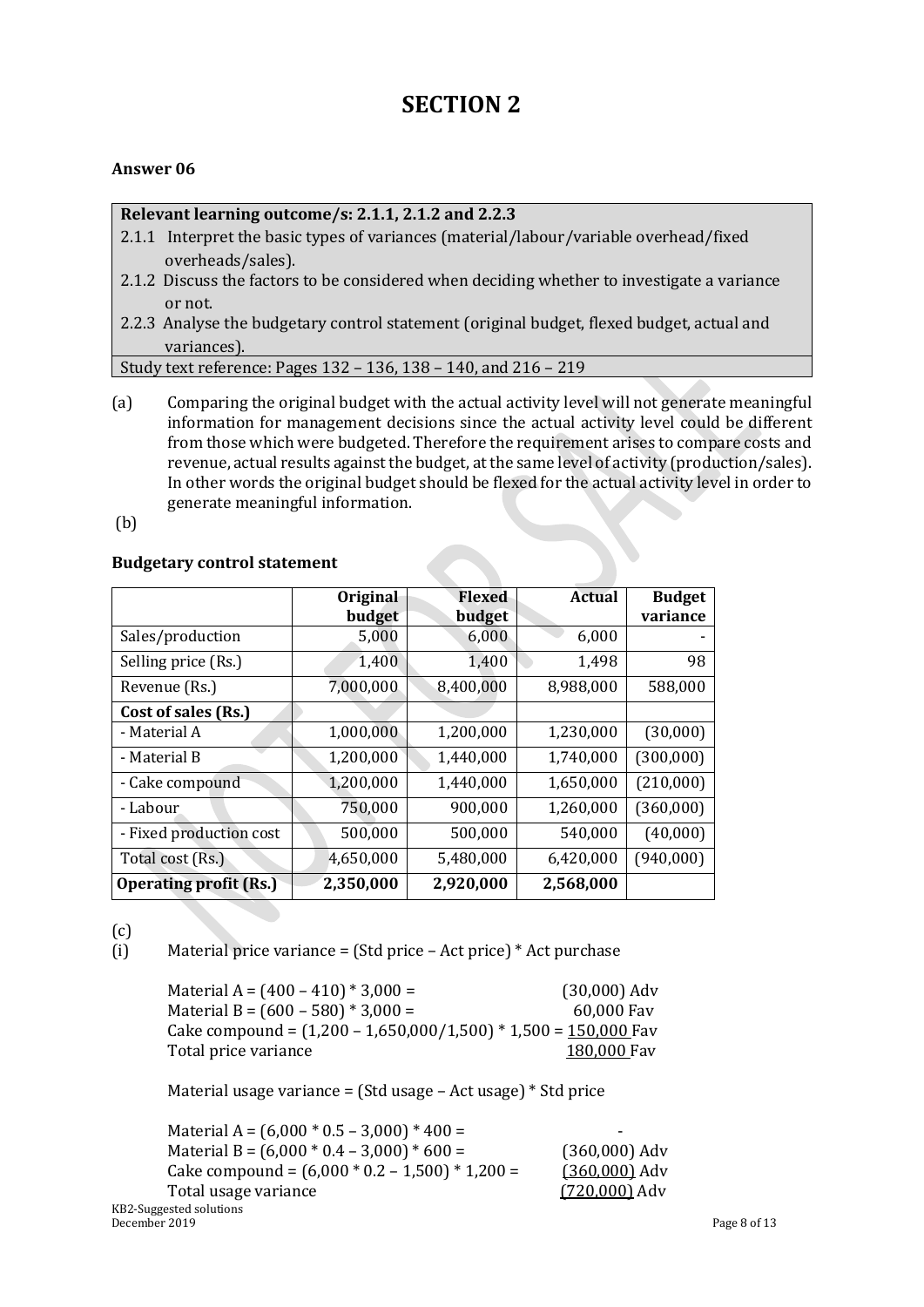# SECTION 2

**Answer 06**

| **Relevant learning outcome/s: 2.1.1, 2.1.2 and 2.2.3** |
|---|
| 2.1.1 Interpret the basic types of variances (material/labour/variable overhead/fixed overheads/sales). |
| 2.1.2 Discuss the factors to be considered when deciding whether to investigate a variance or not. |
| 2.2.3 Analyse the budgetary control statement (original budget, flexed budget, actual and variances). |
| Study text reference: Pages 132 – 136, 138 – 140, and 216 – 219 |

(a) Comparing the original budget with the actual activity level will not generate meaningful information for management decisions since the actual activity level could be different from those which were budgeted. Therefore the requirement arises to compare costs and revenue, actual results against the budget, at the same level of activity (production/sales). In other words the original budget should be flexed for the actual activity level in order to generate meaningful information.

(b)

**Budgetary control statement**

| | **Original budget** | **Flexed budget** | **Actual** | **Budget variance** |
|---|---|---|---|---|
| Sales/production | 5,000 | 6,000 | 6,000 | - |
| Selling price (Rs.) | 1,400 | 1,400 | 1,498 | 98 |
| Revenue (Rs.) | 7,000,000 | 8,400,000 | 8,988,000 | 588,000 |
| **Cost of sales (Rs.)** | | | | |
| - Material A | 1,000,000 | 1,200,000 | 1,230,000 | (30,000) |
| - Material B | 1,200,000 | 1,440,000 | 1,740,000 | (300,000) |
| - Cake compound | 1,200,000 | 1,440,000 | 1,650,000 | (210,000) |
| - Labour | 750,000 | 900,000 | 1,260,000 | (360,000) |
| - Fixed production cost | 500,000 | 500,000 | 540,000 | (40,000) |
| Total cost (Rs.) | 4,650,000 | 5,480,000 | 6,420,000 | (940,000) |
| **Operating profit (Rs.)** | **2,350,000** | **2,920,000** | **2,568,000** | |

(c)

(i) Material price variance = (Std price – Act price) * Act purchase

| | |
|---|---|
| Material A = (400 – 410) * 3,000 = | (30,000) Adv |
| Material B = (600 – 580) * 3,000 = | 60,000 Fav |
| Cake compound = (1,200 – 1,650,000/1,500) * 1,500 = | 150,000 Fav |
| Total price variance | 180,000 Fav |

Material usage variance = (Std usage – Act usage) * Std price

| | |
|---|---|
| Material A = (6,000 * 0.5 – 3,000) * 400 = | - |
| Material B = (6,000 * 0.4 – 3,000) * 600 = | (360,000) Adv |
| Cake compound = (6,000 * 0.2 – 1,500) * 1,200 = | (360,000) Adv |
| Total usage variance | (720,000) Adv |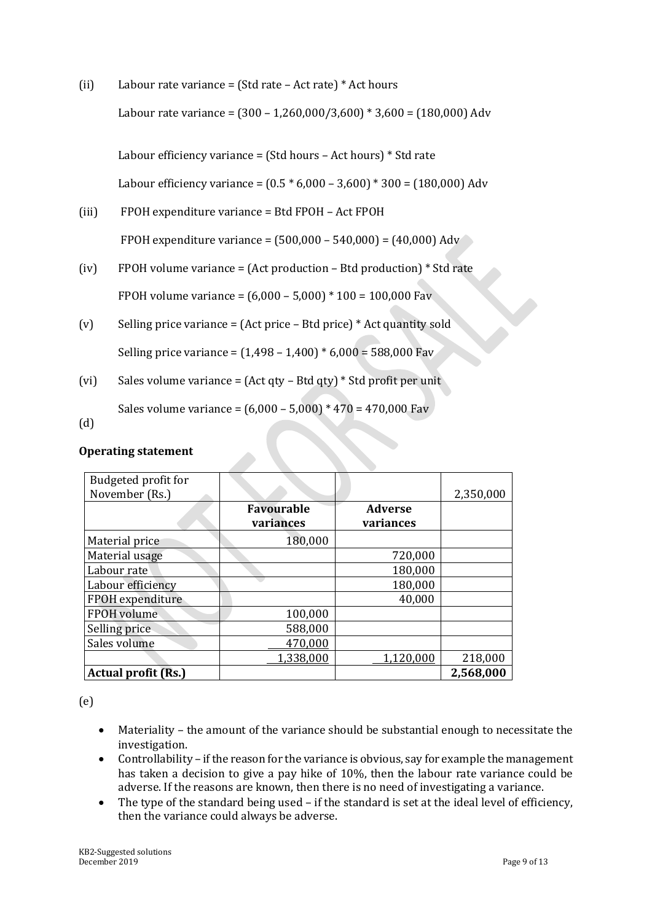(ii) Labour rate variance = (Std rate – Act rate) * Act hours

Labour rate variance = (300 – 1,260,000/3,600) * 3,600 = (180,000) Adv

Labour efficiency variance = (Std hours – Act hours) * Std rate

Labour efficiency variance = (0.5 * 6,000 – 3,600) * 300 = (180,000) Adv

(iii) FPOH expenditure variance = Btd FPOH – Act FPOH

FPOH expenditure variance = (500,000 – 540,000) = (40,000) Adv

(iv) FPOH volume variance = (Act production – Btd production) * Std rate

FPOH volume variance = (6,000 – 5,000) * 100 = 100,000 Fav

(v) Selling price variance = (Act price – Btd price) * Act quantity sold

Selling price variance = (1,498 – 1,400) * 6,000 = 588,000 Fav

(vi) Sales volume variance = (Act qty – Btd qty) * Std profit per unit

Sales volume variance = (6,000 – 5,000) * 470 = 470,000 Fav

(d)

**Operating statement**

| Budgeted profit for November (Rs.) | | | 2,350,000 |
|---|---|---|---|
| | **Favourable variances** | **Adverse variances** | |
| Material price | 180,000 | | |
| Material usage | | 720,000 | |
| Labour rate | | 180,000 | |
| Labour efficiency | | 180,000 | |
| FPOH expenditure | | 40,000 | |
| FPOH volume | 100,000 | | |
| Selling price | 588,000 | | |
| Sales volume | 470,000 | | |
| | 1,338,000 | 1,120,000 | 218,000 |
| **Actual profit (Rs.)** | | | **2,568,000** |

(e)

- Materiality – the amount of the variance should be substantial enough to necessitate the investigation.
- Controllability – if the reason for the variance is obvious, say for example the management has taken a decision to give a pay hike of 10%, then the labour rate variance could be adverse. If the reasons are known, then there is no need of investigating a variance.
- The type of the standard being used – if the standard is set at the ideal level of efficiency, then the variance could always be adverse.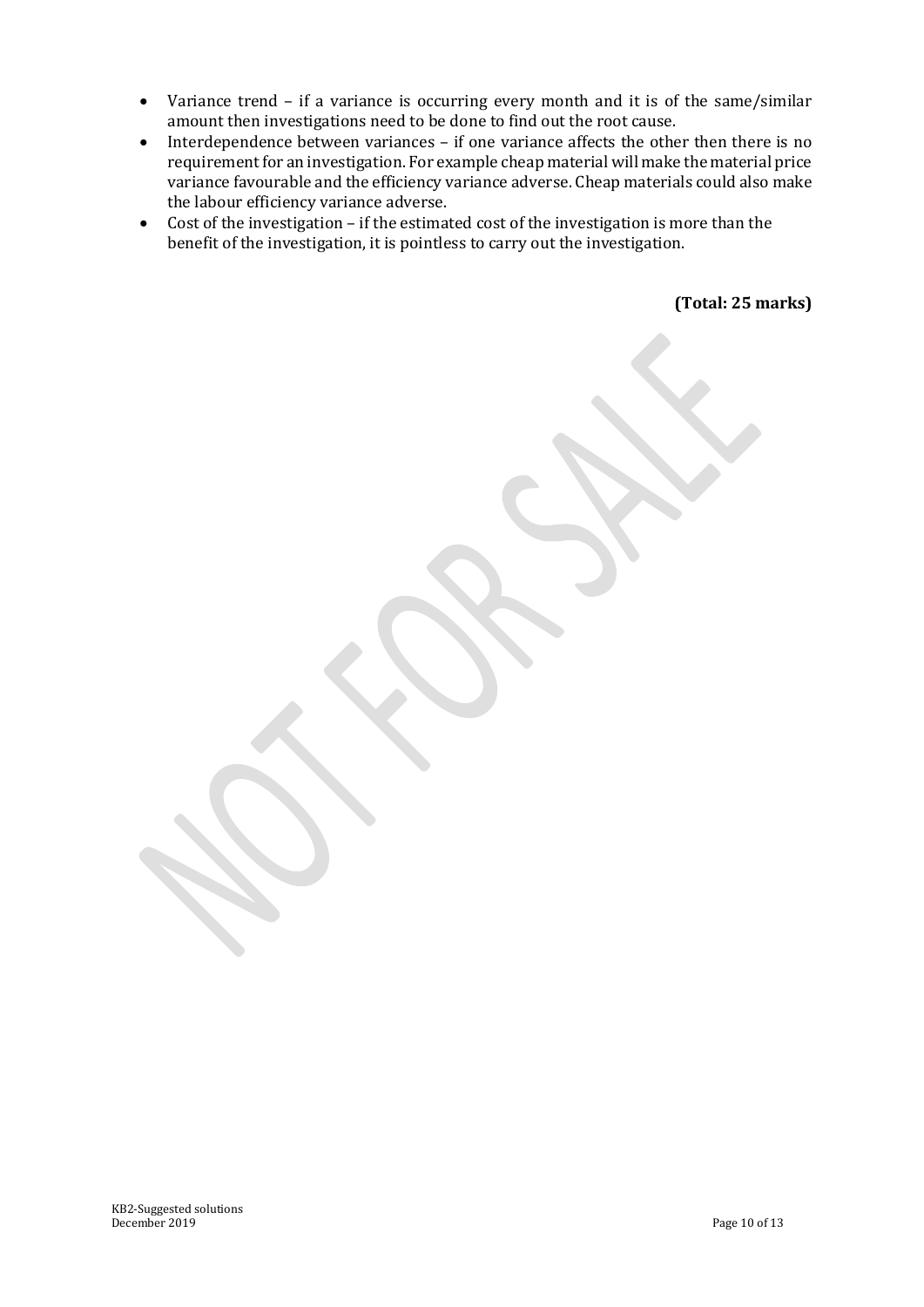- Variance trend – if a variance is occurring every month and it is of the same/similar amount then investigations need to be done to find out the root cause.
- Interdependence between variances – if one variance affects the other then there is no requirement for an investigation. For example cheap material will make the material price variance favourable and the efficiency variance adverse. Cheap materials could also make the labour efficiency variance adverse.
- Cost of the investigation – if the estimated cost of the investigation is more than the benefit of the investigation, it is pointless to carry out the investigation.

**(Total: 25 marks)**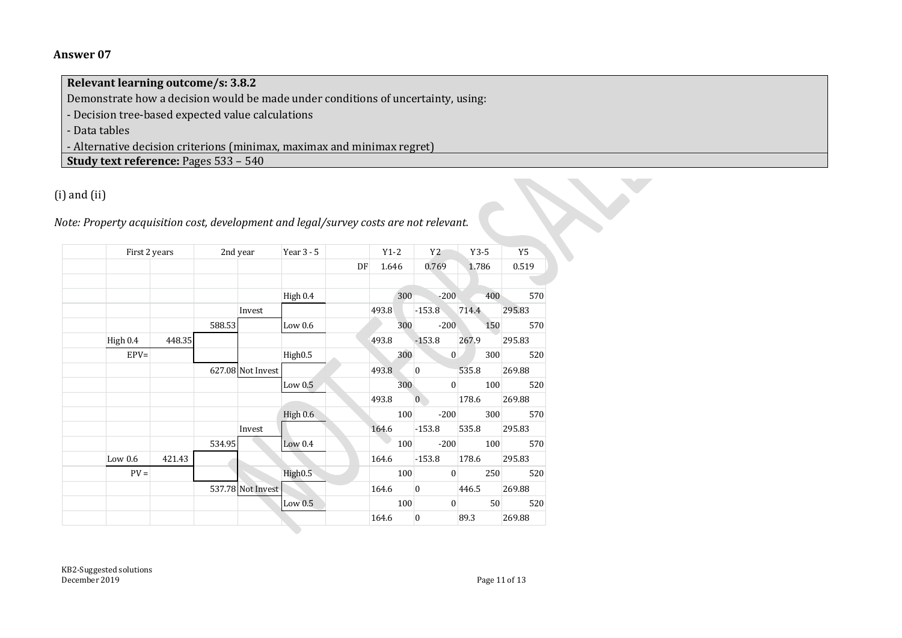## Answer 07

| **Relevant learning outcome/s: 3.8.2** |
|---|
| Demonstrate how a decision would be made under conditions of uncertainty, using: |
| - Decision tree-based expected value calculations |
| - Data tables |
| - Alternative decision criterions (minimax, maximax and minimax regret) |
| **Study text reference:** Pages 533 – 540 |

(i) and (ii)

*Note: Property acquisition cost, development and legal/survey costs are not relevant.*

| | First 2 years | | 2nd year | | Year 3 - 5 | | Y1-2 | Y2 | Y3-5 | Y5 |
|---|---|---|---|---|---|---|---|---|---|---|
| | | | | | | DF | 1.646 | 0.769 | 1.786 | 0.519 |
| | | | | | | | | | | |
| | | | | | High 0.4 | | 300 | -200 | 400 | 570 |
| | | | | Invest | | | 493.8 | -153.8 | 714.4 | 295.83 |
| | | | 588.53 | | Low 0.6 | | 300 | -200 | 150 | 570 |
| | High 0.4 | 448.35 | | | | | 493.8 | -153.8 | 267.9 | 295.83 |
| | EPV= | | | | High0.5 | | 300 | 0 | 300 | 520 |
| | | | 627.08 | Not Invest | | | 493.8 | 0 | 535.8 | 269.88 |
| | | | | | Low 0.5 | | 300 | 0 | 100 | 520 |
| | | | | | | | 493.8 | 0 | 178.6 | 269.88 |
| | | | | | High 0.6 | | 100 | -200 | 300 | 570 |
| | | | | Invest | | | 164.6 | -153.8 | 535.8 | 295.83 |
| | | | 534.95 | | Low 0.4 | | 100 | -200 | 100 | 570 |
| | Low 0.6 | 421.43 | | | | | 164.6 | -153.8 | 178.6 | 295.83 |
| | PV = | | | | High0.5 | | 100 | 0 | 250 | 520 |
| | | | 537.78 | Not Invest | | | 164.6 | 0 | 446.5 | 269.88 |
| | | | | | Low 0.5 | | 100 | 0 | 50 | 520 |
| | | | | | | | 164.6 | 0 | 89.3 | 269.88 |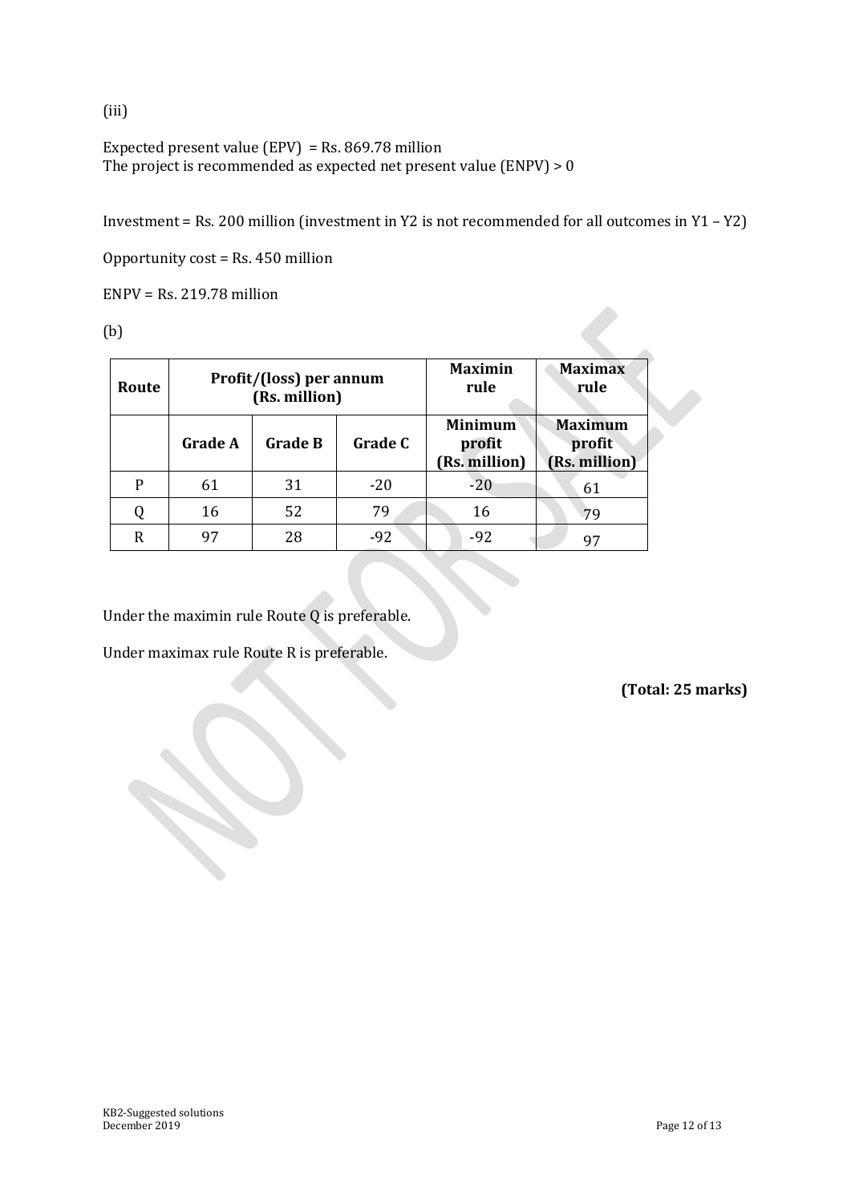(iii)

Expected present value (EPV) = Rs. 869.78 million
The project is recommended as expected net present value (ENPV) > 0

Investment = Rs. 200 million (investment in Y2 is not recommended for all outcomes in Y1 – Y2)

Opportunity cost = Rs. 450 million

ENPV = Rs. 219.78 million

(b)

| Route | Profit/(loss) per annum (Rs. million) | | | Maximin rule | Maximax rule |
|---|---|---|---|---|---|
| | **Grade A** | **Grade B** | **Grade C** | **Minimum profit (Rs. million)** | **Maximum profit (Rs. million)** |
| P | 61 | 31 | -20 | -20 | 61 |
| Q | 16 | 52 | 79 | 16 | 79 |
| R | 97 | 28 | -92 | -92 | 97 |

Under the maximin rule Route Q is preferable.

Under maximax rule Route R is preferable.

**(Total: 25 marks)**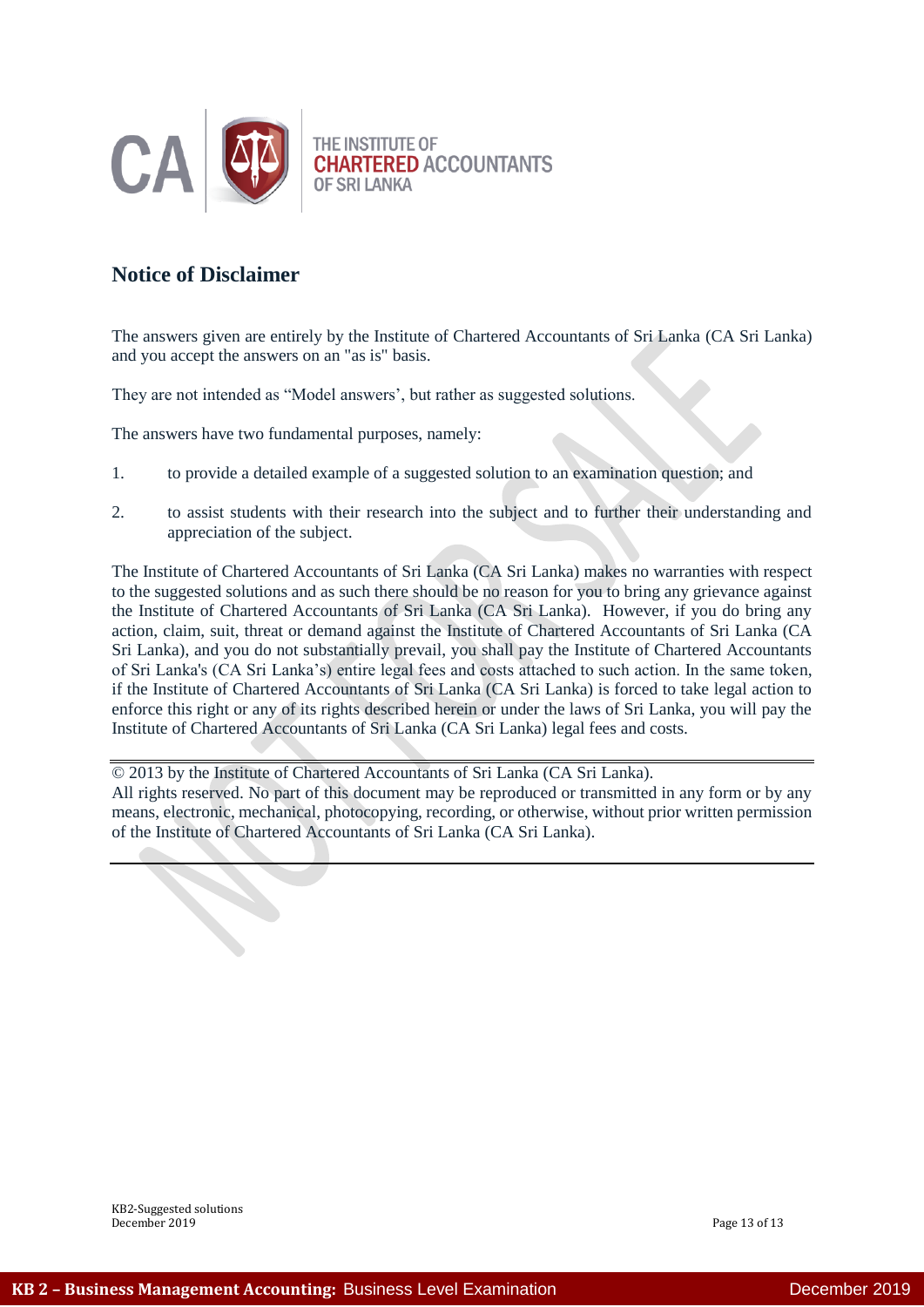THE INSTITUTE OF CHARTERED ACCOUNTANTS OF SRI LANKA

## Notice of Disclaimer

The answers given are entirely by the Institute of Chartered Accountants of Sri Lanka (CA Sri Lanka) and you accept the answers on an "as is" basis.

They are not intended as "Model answers', but rather as suggested solutions.

The answers have two fundamental purposes, namely:

1. to provide a detailed example of a suggested solution to an examination question; and
2. to assist students with their research into the subject and to further their understanding and appreciation of the subject.

The Institute of Chartered Accountants of Sri Lanka (CA Sri Lanka) makes no warranties with respect to the suggested solutions and as such there should be no reason for you to bring any grievance against the Institute of Chartered Accountants of Sri Lanka (CA Sri Lanka). However, if you do bring any action, claim, suit, threat or demand against the Institute of Chartered Accountants of Sri Lanka (CA Sri Lanka), and you do not substantially prevail, you shall pay the Institute of Chartered Accountants of Sri Lanka's (CA Sri Lanka's) entire legal fees and costs attached to such action. In the same token, if the Institute of Chartered Accountants of Sri Lanka (CA Sri Lanka) is forced to take legal action to enforce this right or any of its rights described herein or under the laws of Sri Lanka, you will pay the Institute of Chartered Accountants of Sri Lanka (CA Sri Lanka) legal fees and costs.

---

© 2013 by the Institute of Chartered Accountants of Sri Lanka (CA Sri Lanka).
All rights reserved. No part of this document may be reproduced or transmitted in any form or by any means, electronic, mechanical, photocopying, recording, or otherwise, without prior written permission of the Institute of Chartered Accountants of Sri Lanka (CA Sri Lanka).

---